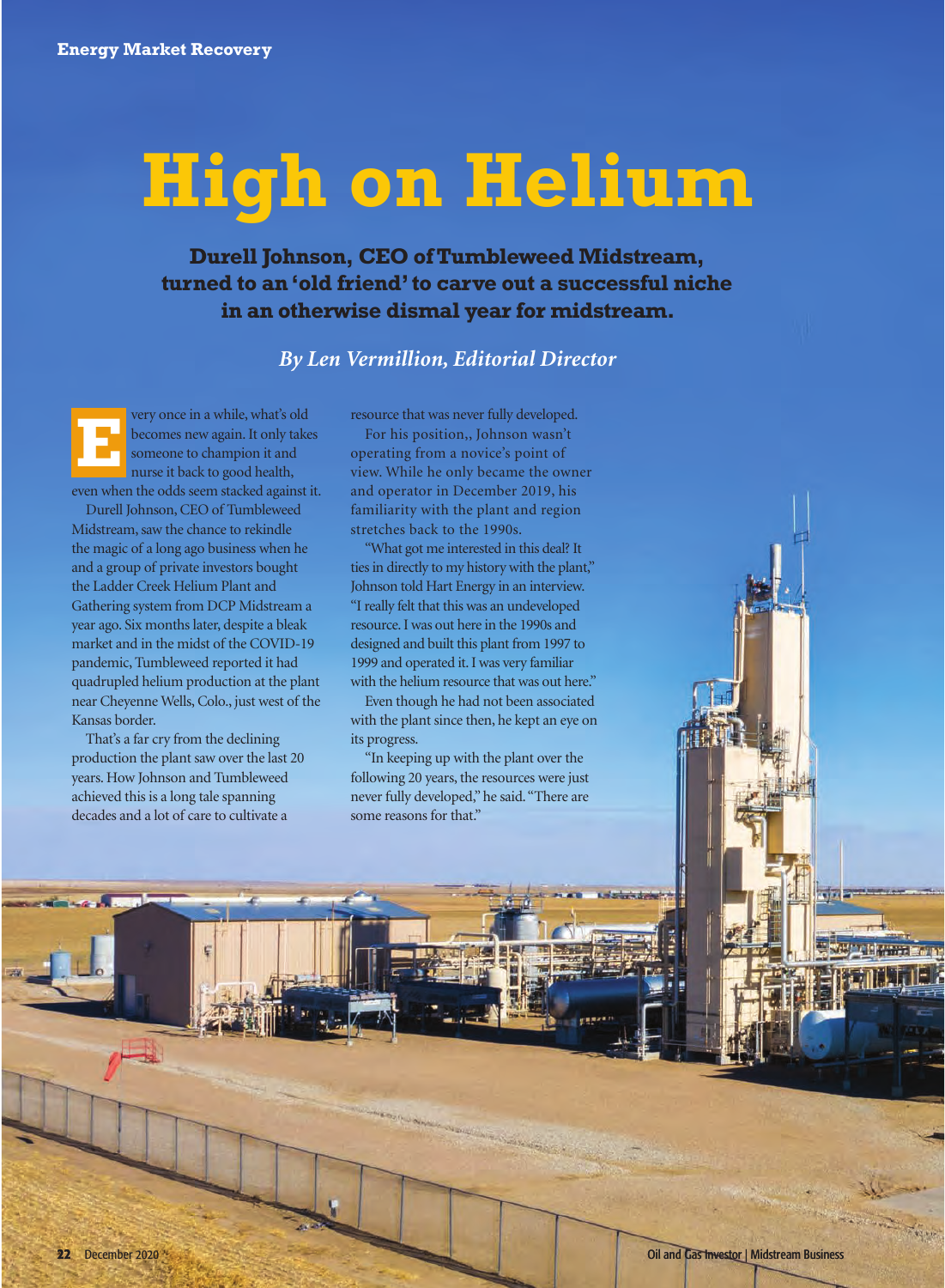# High on Helium

**Durell Johnson, CEO of Tumbleweed Midstream, turned to an 'old friend' to carve out a successful niche in an otherwise dismal year for midstream.**

*By Len Vermillion, Editorial Director*

Every once in a while, what's old becomes new again. It only takes someone to champion it and nurse it back to good health, even when the odds seem stacked against it.

Durell Johnson, CEO of Tumbleweed Midstream, saw the chance to rekindle the magic of a long ago business when he and a group of private investors bought the Ladder Creek Helium Plant and Gathering system from DCP Midstream a year ago. Six months later, despite a bleak market and in the midst of the COVID-19 pandemic, Tumbleweed reported it had quadrupled helium production at the plant near Cheyenne Wells, Colo., just west of the Kansas border.

That's a far cry from the declining production the plant saw over the last 20 years. How Johnson and Tumbleweed achieved this is a long tale spanning decades and a lot of care to cultivate a resource that was never fully developed.

For his position,, Johnson wasn't operating from a novice's point of view. While he only became the owner and operator in December 2019, his familiarity with the plant and region stretches back to the 1990s.

"What got me interested in this deal? It ties in directly to my history with the plant," Johnson told Hart Energy in an interview. "I really felt that this was an undeveloped resource. I was out here in the 1990s and designed and built this plant from 1997 to 1999 and operated it. I was very familiar with the helium resource that was out here."

Even though he had not been associated with the plant since then, he kept an eye on its progress.

"In keeping up with the plant over the following 20 years, the resources were just never fully developed," he said. "There are some reasons for that."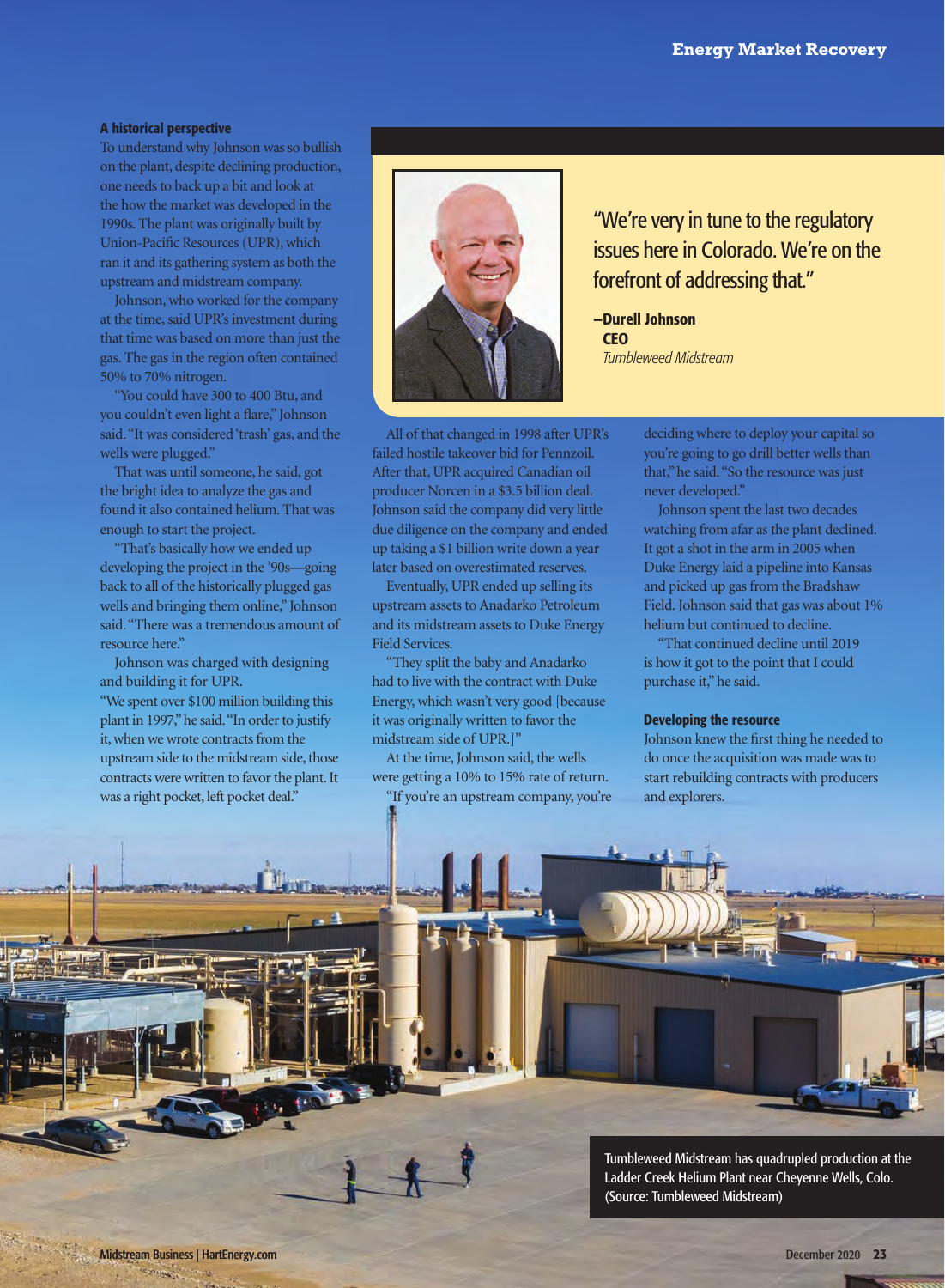### A historical perspective

To understand why Johnson was so bullish on the plant, despite declining production, one needs to back up a bit and look at the how the market was developed in the 1990s. The plant was originally built by Union-Pacific Resources (UPR), which ran it and its gathering system as both the upstream and midstream company.

Johnson, who worked for the company at the time, said UPR's investment during that time was based on more than just the gas. The gas in the region often contained 50% to 70% nitrogen.

"You could have 300 to 400 Btu, and you couldn't even light a flare," Johnson said. "It was considered 'trash' gas, and the wells were plugged."

That was until someone, he said, got the bright idea to analyze the gas and found it also contained helium. That was enough to start the project.

"That's basically how we ended up developing the project in the '90s—going back to all of the historically plugged gas wells and bringing them online," Johnson said. "There was a tremendous amount of resource here."

Johnson was charged with designing and building it for UPR.

"We spent over $100 million building this plant in 1997," he said. "In order to justify it, when we wrote contracts from the upstream side to the midstream side, those contracts were written to favor the plant. It was a right pocket, left pocket deal."

> "We're very in tune to the regulatory issues here in Colorado. We're on the forefront of addressing that."
>
> **—Durell Johnson**
> **CEO**
> *Tumbleweed Midstream*

All of that changed in 1998 after UPR's failed hostile takeover bid for Pennzoil. After that, UPR acquired Canadian oil producer Norcen in a $3.5 billion deal. Johnson said the company did very little due diligence on the company and ended up taking a $1 billion write down a year later based on overestimated reserves.

Eventually, UPR ended up selling its upstream assets to Anadarko Petroleum and its midstream assets to Duke Energy Field Services.

"They split the baby and Anadarko had to live with the contract with Duke Energy, which wasn't very good [because it was originally written to favor the midstream side of UPR.]"

At the time, Johnson said, the wells were getting a 10% to 15% rate of return.

"If you're an upstream company, you're deciding where to deploy your capital so you're going to go drill better wells than that," he said. "So the resource was just never developed."

Johnson spent the last two decades watching from afar as the plant declined. It got a shot in the arm in 2005 when Duke Energy laid a pipeline into Kansas and picked up gas from the Bradshaw Field. Johnson said that gas was about 1% helium but continued to decline.

"That continued decline until 2019 is how it got to the point that I could purchase it," he said.

### Developing the resource

Johnson knew the first thing he needed to do once the acquisition was made was to start rebuilding contracts with producers and explorers.

Tumbleweed Midstream has quadrupled production at the Ladder Creek Helium Plant near Cheyenne Wells, Colo. (Source: Tumbleweed Midstream)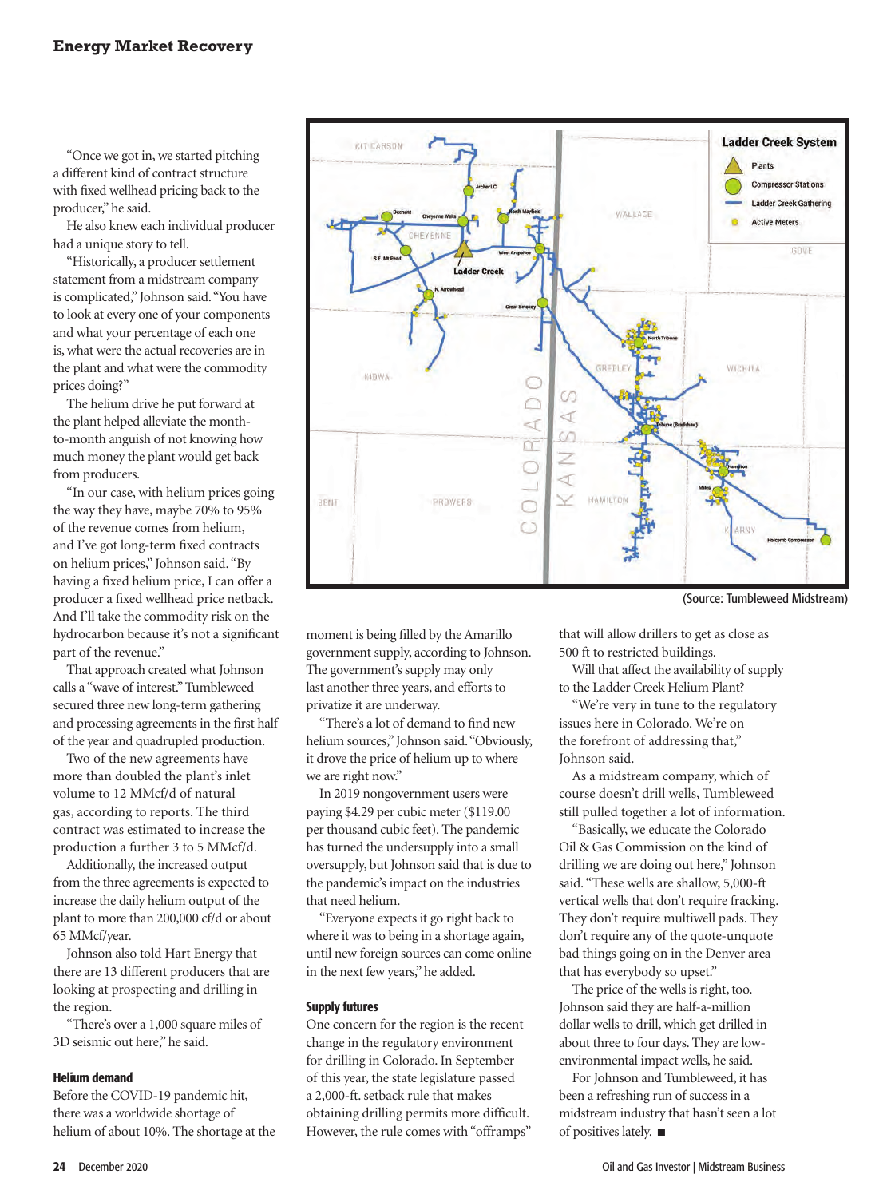"Once we got in, we started pitching a different kind of contract structure with fixed wellhead pricing back to the producer," he said.

He also knew each individual producer had a unique story to tell.

"Historically, a producer settlement statement from a midstream company is complicated," Johnson said. "You have to look at every one of your components and what your percentage of each one is, what were the actual recoveries are in the plant and what were the commodity prices doing?"

The helium drive he put forward at the plant helped alleviate the month-to-month anguish of not knowing how much money the plant would get back from producers.

"In our case, with helium prices going the way they have, maybe 70% to 95% of the revenue comes from helium, and I've got long-term fixed contracts on helium prices," Johnson said. "By having a fixed helium price, I can offer a producer a fixed wellhead price netback. And I'll take the commodity risk on the hydrocarbon because it's not a significant part of the revenue."

That approach created what Johnson calls a "wave of interest." Tumbleweed secured three new long-term gathering and processing agreements in the first half of the year and quadrupled production.

Two of the new agreements have more than doubled the plant's inlet volume to 12 MMcf/d of natural gas, according to reports. The third contract was estimated to increase the production a further 3 to 5 MMcf/d.

Additionally, the increased output from the three agreements is expected to increase the daily helium output of the plant to more than 200,000 cf/d or about 65 MMcf/year.

Johnson also told Hart Energy that there are 13 different producers that are looking at prospecting and drilling in the region.

"There's over a 1,000 square miles of 3D seismic out here," he said.

### Helium demand

Before the COVID-19 pandemic hit, there was a worldwide shortage of helium of about 10%. The shortage at the moment is being filled by the Amarillo government supply, according to Johnson. The government's supply may only last another three years, and efforts to privatize it are underway.

"There's a lot of demand to find new helium sources," Johnson said. "Obviously, it drove the price of helium up to where we are right now."

In 2019 nongovernment users were paying $4.29 per cubic meter ($119.00 per thousand cubic feet). The pandemic has turned the undersupply into a small oversupply, but Johnson said that is due to the pandemic's impact on the industries that need helium.

"Everyone expects it go right back to where it was to being in a shortage again, until new foreign sources can come online in the next few years," he added.

### Supply futures

One concern for the region is the recent change in the regulatory environment for drilling in Colorado. In September of this year, the state legislature passed a 2,000-ft. setback rule that makes obtaining drilling permits more difficult. However, the rule comes with "offramps" that will allow drillers to get as close as 500 ft to restricted buildings.

Will that affect the availability of supply to the Ladder Creek Helium Plant?

"We're very in tune to the regulatory issues here in Colorado. We're on the forefront of addressing that," Johnson said.

As a midstream company, which of course doesn't drill wells, Tumbleweed still pulled together a lot of information.

"Basically, we educate the Colorado Oil & Gas Commission on the kind of drilling we are doing out here," Johnson said. "These wells are shallow, 5,000-ft vertical wells that don't require fracking. They don't require multiwell pads. They don't require any of the quote-unquote bad things going on in the Denver area that has everybody so upset."

The price of the wells is right, too. Johnson said they are half-a-million dollar wells to drill, which get drilled in about three to four days. They are low-environmental impact wells, he said.

For Johnson and Tumbleweed, it has been a refreshing run of success in a midstream industry that hasn't seen a lot of positives lately. ■

Ladder Creek System

Plants

Compressor Stations

Ladder Creek Gathering

Active Meters

KIT CARSON, CHEYENNE, KIOWA, BENT, PROWERS, WALLACE, GOVE, GREELEY, WICHITA, HAMILTON, KEARNY, COLORADO, KANSAS

Archer LC, Dechant, Cheyenne Wells, North Mayfield, S.E. Mt Pearl, West Arapahoe, Ladder Creek, N. Arrowhead, Great Smokey, North Tribune, Tribune (Bradshaw), Hamilton, Miles, Holcomb Compressor

(Source: Tumbleweed Midstream)